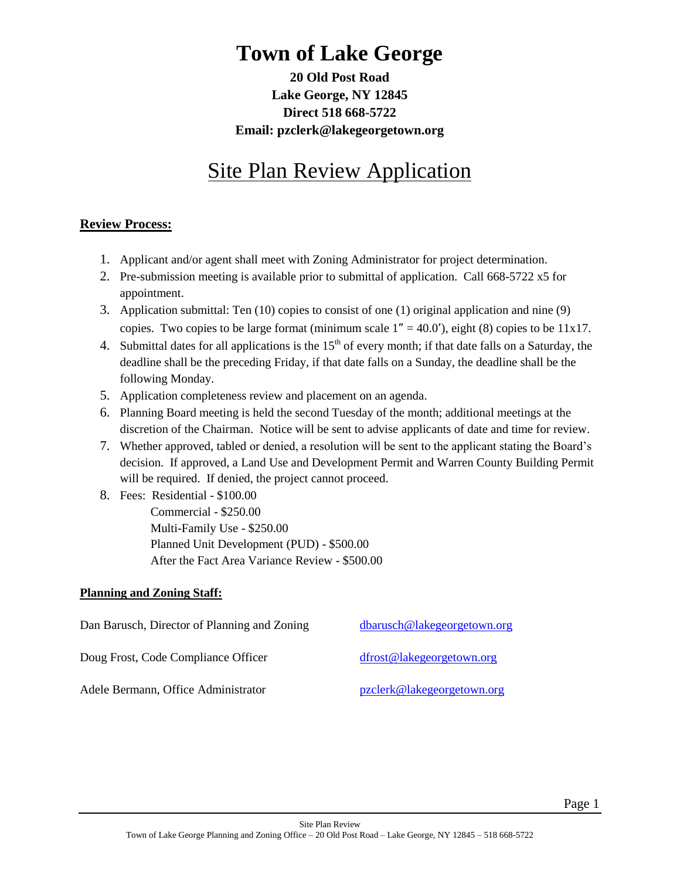# Town of Lake George

**20 Old Post Road**
**Lake George, NY 12845**
**Direct 518 668-5722**
**Email: pzclerk@lakegeorgetown.org**

## Site Plan Review Application

**Review Process:**

1. Applicant and/or agent shall meet with Zoning Administrator for project determination.
2. Pre-submission meeting is available prior to submittal of application. Call 668-5722 x5 for appointment.
3. Application submittal: Ten (10) copies to consist of one (1) original application and nine (9) copies. Two copies to be large format (minimum scale 1″ = 40.0′), eight (8) copies to be 11x17.
4. Submittal dates for all applications is the 15th of every month; if that date falls on a Saturday, the deadline shall be the preceding Friday, if that date falls on a Sunday, the deadline shall be the following Monday.
5. Application completeness review and placement on an agenda.
6. Planning Board meeting is held the second Tuesday of the month; additional meetings at the discretion of the Chairman. Notice will be sent to advise applicants of date and time for review.
7. Whether approved, tabled or denied, a resolution will be sent to the applicant stating the Board's decision. If approved, a Land Use and Development Permit and Warren County Building Permit will be required. If denied, the project cannot proceed.
8. Fees: Residential - $100.00
   Commercial - $250.00
   Multi-Family Use - $250.00
   Planned Unit Development (PUD) - $500.00
   After the Fact Area Variance Review - $500.00

**Planning and Zoning Staff:**

| | |
|---|---|
| Dan Barusch, Director of Planning and Zoning | dbarusch@lakegeorgetown.org |
| Doug Frost, Code Compliance Officer | dfrost@lakegeorgetown.org |
| Adele Bermann, Office Administrator | pzclerk@lakegeorgetown.org |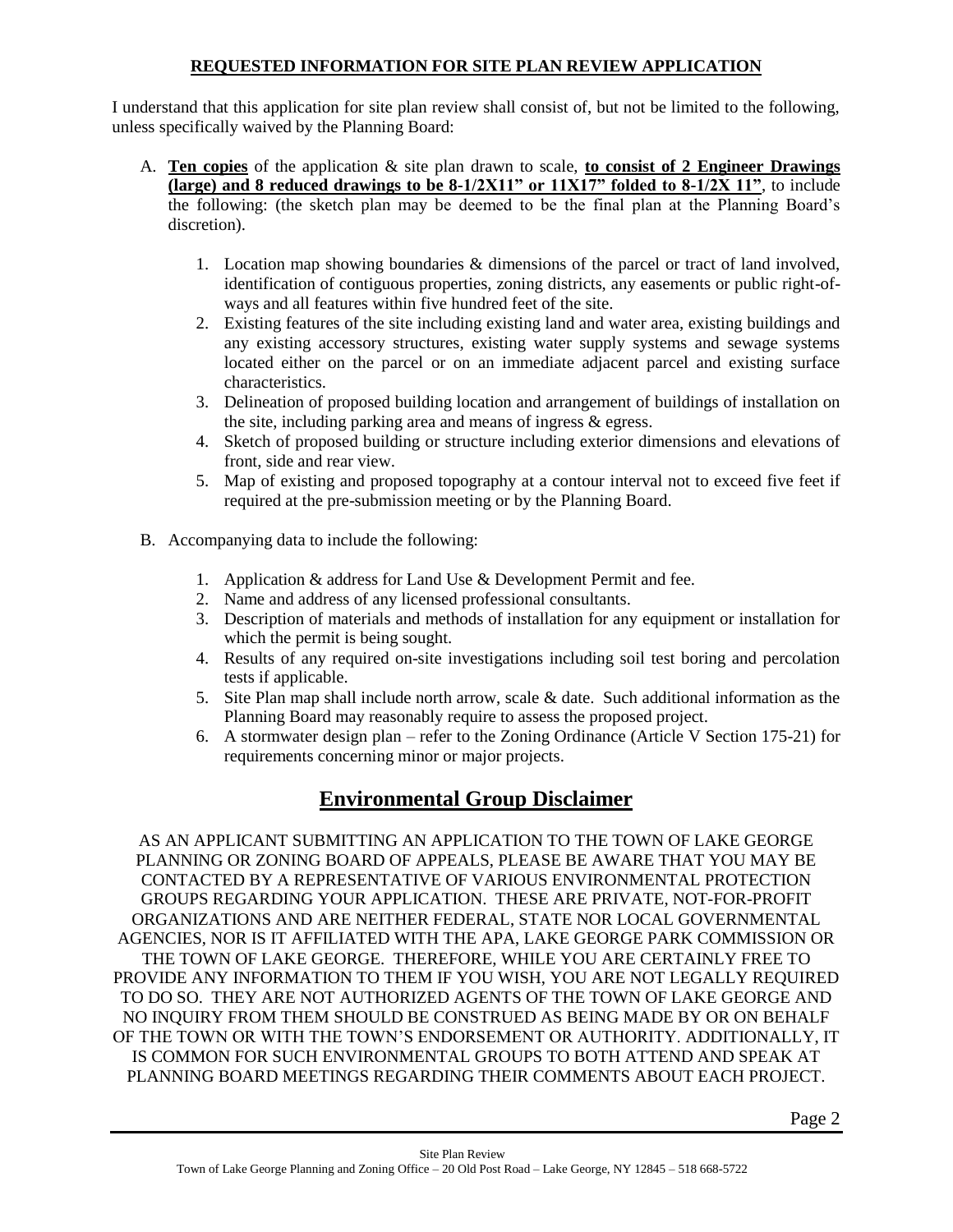## REQUESTED INFORMATION FOR SITE PLAN REVIEW APPLICATION

I understand that this application for site plan review shall consist of, but not be limited to the following, unless specifically waived by the Planning Board:

A. **Ten copies** of the application & site plan drawn to scale, **to consist of 2 Engineer Drawings (large) and 8 reduced drawings to be 8-1/2X11" or 11X17" folded to 8-1/2X 11"**, to include the following: (the sketch plan may be deemed to be the final plan at the Planning Board's discretion).

   1. Location map showing boundaries & dimensions of the parcel or tract of land involved, identification of contiguous properties, zoning districts, any easements or public right-of-ways and all features within five hundred feet of the site.
   2. Existing features of the site including existing land and water area, existing buildings and any existing accessory structures, existing water supply systems and sewage systems located either on the parcel or on an immediate adjacent parcel and existing surface characteristics.
   3. Delineation of proposed building location and arrangement of buildings of installation on the site, including parking area and means of ingress & egress.
   4. Sketch of proposed building or structure including exterior dimensions and elevations of front, side and rear view.
   5. Map of existing and proposed topography at a contour interval not to exceed five feet if required at the pre-submission meeting or by the Planning Board.

B. Accompanying data to include the following:

   1. Application & address for Land Use & Development Permit and fee.
   2. Name and address of any licensed professional consultants.
   3. Description of materials and methods of installation for any equipment or installation for which the permit is being sought.
   4. Results of any required on-site investigations including soil test boring and percolation tests if applicable.
   5. Site Plan map shall include north arrow, scale & date. Such additional information as the Planning Board may reasonably require to assess the proposed project.
   6. A stormwater design plan – refer to the Zoning Ordinance (Article V Section 175-21) for requirements concerning minor or major projects.

# Environmental Group Disclaimer

AS AN APPLICANT SUBMITTING AN APPLICATION TO THE TOWN OF LAKE GEORGE PLANNING OR ZONING BOARD OF APPEALS, PLEASE BE AWARE THAT YOU MAY BE CONTACTED BY A REPRESENTATIVE OF VARIOUS ENVIRONMENTAL PROTECTION GROUPS REGARDING YOUR APPLICATION. THESE ARE PRIVATE, NOT-FOR-PROFIT ORGANIZATIONS AND ARE NEITHER FEDERAL, STATE NOR LOCAL GOVERNMENTAL AGENCIES, NOR IS IT AFFILIATED WITH THE APA, LAKE GEORGE PARK COMMISSION OR THE TOWN OF LAKE GEORGE. THEREFORE, WHILE YOU ARE CERTAINLY FREE TO PROVIDE ANY INFORMATION TO THEM IF YOU WISH, YOU ARE NOT LEGALLY REQUIRED TO DO SO. THEY ARE NOT AUTHORIZED AGENTS OF THE TOWN OF LAKE GEORGE AND NO INQUIRY FROM THEM SHOULD BE CONSTRUED AS BEING MADE BY OR ON BEHALF OF THE TOWN OR WITH THE TOWN'S ENDORSEMENT OR AUTHORITY. ADDITIONALLY, IT IS COMMON FOR SUCH ENVIRONMENTAL GROUPS TO BOTH ATTEND AND SPEAK AT PLANNING BOARD MEETINGS REGARDING THEIR COMMENTS ABOUT EACH PROJECT.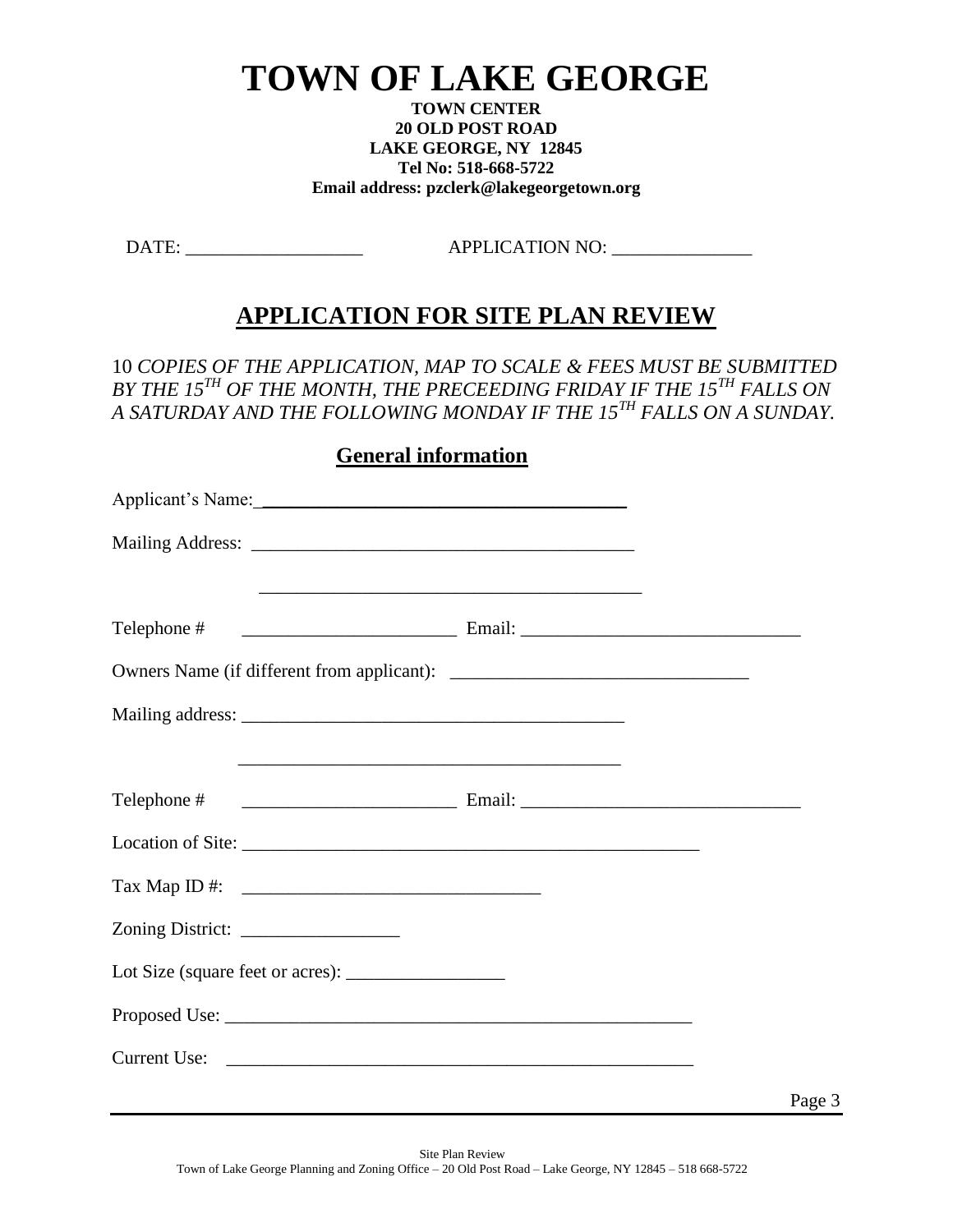# TOWN OF LAKE GEORGE

**TOWN CENTER**
**20 OLD POST ROAD**
**LAKE GEORGE, NY 12845**
**Tel No: 518-668-5722**
**Email address: pzclerk@lakegeorgetown.org**

DATE: ___________________ APPLICATION NO: _______________

## APPLICATION FOR SITE PLAN REVIEW

10 *COPIES OF THE APPLICATION, MAP TO SCALE & FEES MUST BE SUBMITTED BY THE 15TH OF THE MONTH, THE PRECEEDING FRIDAY IF THE 15TH FALLS ON A SATURDAY AND THE FOLLOWING MONDAY IF THE 15TH FALLS ON A SUNDAY.*

### General information

Applicant's Name: ________________________________________

Mailing Address: ________________________________________

________________________________________

Telephone # _______________________ Email: ______________________________

Owners Name (if different from applicant): _______________________________

Mailing address: ________________________________________

________________________________________

Telephone # _______________________ Email: ______________________________

Location of Site: __________________________________________________

Tax Map ID #: _______________________________

Zoning District: _________________

Lot Size (square feet or acres): _________________

Proposed Use: ___________________________________________________

Current Use: ___________________________________________________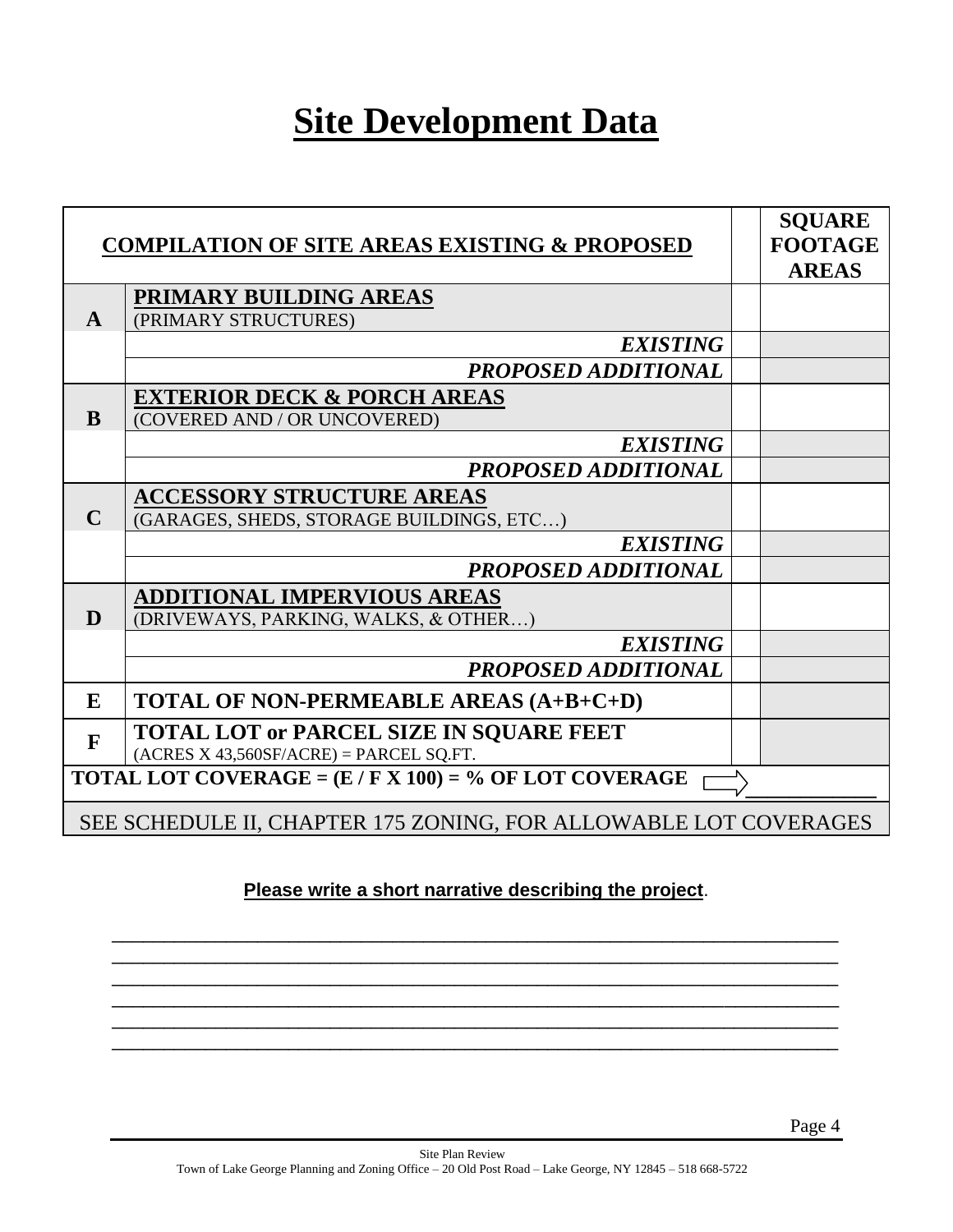# Site Development Data

| | COMPILATION OF SITE AREAS EXISTING & PROPOSED | | SQUARE FOOTAGE AREAS |
|---|---|---|---|
| **A** | **PRIMARY BUILDING AREAS** (PRIMARY STRUCTURES) | | |
| | ***EXISTING*** | | |
| | ***PROPOSED ADDITIONAL*** | | |
| **B** | **EXTERIOR DECK & PORCH AREAS** (COVERED AND / OR UNCOVERED) | | |
| | ***EXISTING*** | | |
| | ***PROPOSED ADDITIONAL*** | | |
| **C** | **ACCESSORY STRUCTURE AREAS** (GARAGES, SHEDS, STORAGE BUILDINGS, ETC…) | | |
| | ***EXISTING*** | | |
| | ***PROPOSED ADDITIONAL*** | | |
| **D** | **ADDITIONAL IMPERVIOUS AREAS** (DRIVEWAYS, PARKING, WALKS, & OTHER…) | | |
| | ***EXISTING*** | | |
| | ***PROPOSED ADDITIONAL*** | | |
| **E** | **TOTAL OF NON-PERMEABLE AREAS (A+B+C+D)** | | |
| **F** | **TOTAL LOT or PARCEL SIZE IN SQUARE FEET** (ACRES X 43,560SF/ACRE) = PARCEL SQ.FT. | | |
| **TOTAL LOT COVERAGE = (E / F X 100) = % OF LOT COVERAGE** ⇨ | | | ____________ |
| SEE SCHEDULE II, CHAPTER 175 ZONING, FOR ALLOWABLE LOT COVERAGES | | | |

**Please write a short narrative describing the project**.

________________________________________________________________________________
________________________________________________________________________________
________________________________________________________________________________
________________________________________________________________________________
________________________________________________________________________________
________________________________________________________________________________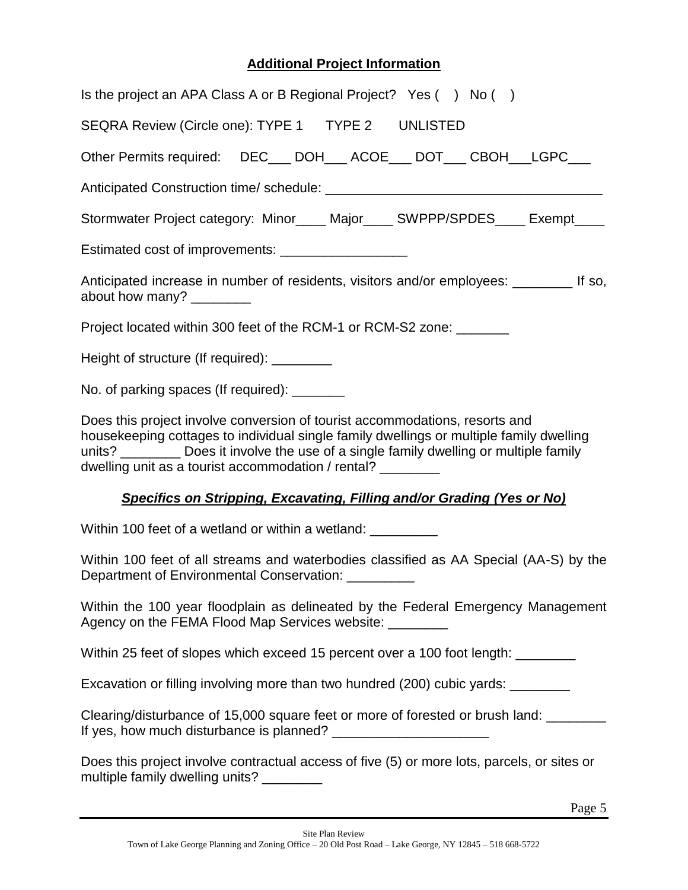## **Additional Project Information**

Is the project an APA Class A or B Regional Project? Yes ( ) No ( )

SEQRA Review (Circle one): TYPE 1 TYPE 2 UNLISTED

Other Permits required: DEC___ DOH___ ACOE___ DOT___ CBOH___LGPC___

Anticipated Construction time/ schedule: ____________________________________

Stormwater Project category: Minor____ Major____ SWPPP/SPDES____ Exempt____

Estimated cost of improvements: _________________

Anticipated increase in number of residents, visitors and/or employees: ________ If so, about how many? ________

Project located within 300 feet of the RCM-1 or RCM-S2 zone: _______

Height of structure (If required): ________

No. of parking spaces (If required): _______

Does this project involve conversion of tourist accommodations, resorts and housekeeping cottages to individual single family dwellings or multiple family dwelling units? ________ Does it involve the use of a single family dwelling or multiple family dwelling unit as a tourist accommodation / rental? ________

### ***Specifics on Stripping, Excavating, Filling and/or Grading (Yes or No)***

Within 100 feet of a wetland or within a wetland: _________

Within 100 feet of all streams and waterbodies classified as AA Special (AA-S) by the Department of Environmental Conservation: _________

Within the 100 year floodplain as delineated by the Federal Emergency Management Agency on the FEMA Flood Map Services website: ________

Within 25 feet of slopes which exceed 15 percent over a 100 foot length: ________

Excavation or filling involving more than two hundred (200) cubic yards: ________

Clearing/disturbance of 15,000 square feet or more of forested or brush land: ________
If yes, how much disturbance is planned? _____________________

Does this project involve contractual access of five (5) or more lots, parcels, or sites or multiple family dwelling units? ________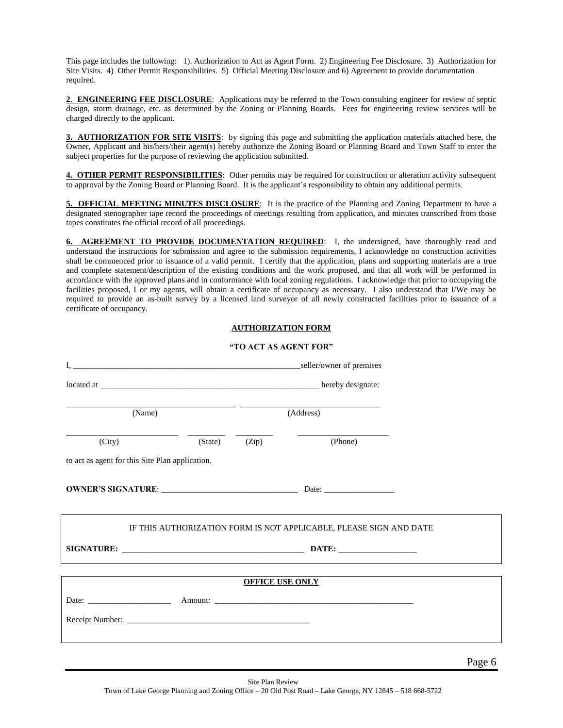This page includes the following: 1). Authorization to Act as Agent Form. 2) Engineering Fee Disclosure. 3) Authorization for Site Visits. 4) Other Permit Responsibilities. 5) Official Meeting Disclosure and 6) Agreement to provide documentation required.

**2. ENGINEERING FEE DISCLOSURE**: Applications may be referred to the Town consulting engineer for review of septic design, storm drainage, etc. as determined by the Zoning or Planning Boards. Fees for engineering review services will be charged directly to the applicant.

**3. AUTHORIZATION FOR SITE VISITS**: by signing this page and submitting the application materials attached here, the Owner, Applicant and his/hers/their agent(s) hereby authorize the Zoning Board or Planning Board and Town Staff to enter the subject properties for the purpose of reviewing the application submitted.

**4. OTHER PERMIT RESPONSIBILITIES**: Other permits may be required for construction or alteration activity subsequent to approval by the Zoning Board or Planning Board. It is the applicant's responsibility to obtain any additional permits.

**5. OFFICIAL MEETING MINUTES DISCLOSURE**: It is the practice of the Planning and Zoning Department to have a designated stenographer tape record the proceedings of meetings resulting from application, and minutes transcribed from those tapes constitutes the official record of all proceedings.

**6. AGREEMENT TO PROVIDE DOCUMENTATION REQUIRED**: I, the undersigned, have thoroughly read and understand the instructions for submission and agree to the submission requirements, I acknowledge no construction activities shall be commenced prior to issuance of a valid permit. I certify that the application, plans and supporting materials are a true and complete statement/description of the existing conditions and the work proposed, and that all work will be performed in accordance with the approved plans and in conformance with local zoning regulations. I acknowledge that prior to occupying the facilities proposed, I or my agents, will obtain a certificate of occupancy as necessary. I also understand that I/We may be required to provide an as-built survey by a licensed land surveyor of all newly constructed facilities prior to issuance of a certificate of occupancy.

## AUTHORIZATION FORM

### "TO ACT AS AGENT FOR"

I, ________________________________________________ seller/owner of premises

located at ______________________________________________ hereby designate:

____________________________________ ____________________________
(Name) (Address)

______________________ ________ ________ __________________
(City) (State) (Zip) (Phone)

to act as agent for this Site Plan application.

**OWNER'S SIGNATURE**: ____________________________ Date: ______________

---

IF THIS AUTHORIZATION FORM IS NOT APPLICABLE, PLEASE SIGN AND DATE

**SIGNATURE: ________________________________________ DATE: ________________**

---

**OFFICE USE ONLY**

Date: __________________ Amount: ____________________________________________

Receipt Number: ________________________________________

Site Plan Review

Town of Lake George Planning and Zoning Office – 20 Old Post Road – Lake George, NY 12845 – 518 668-5722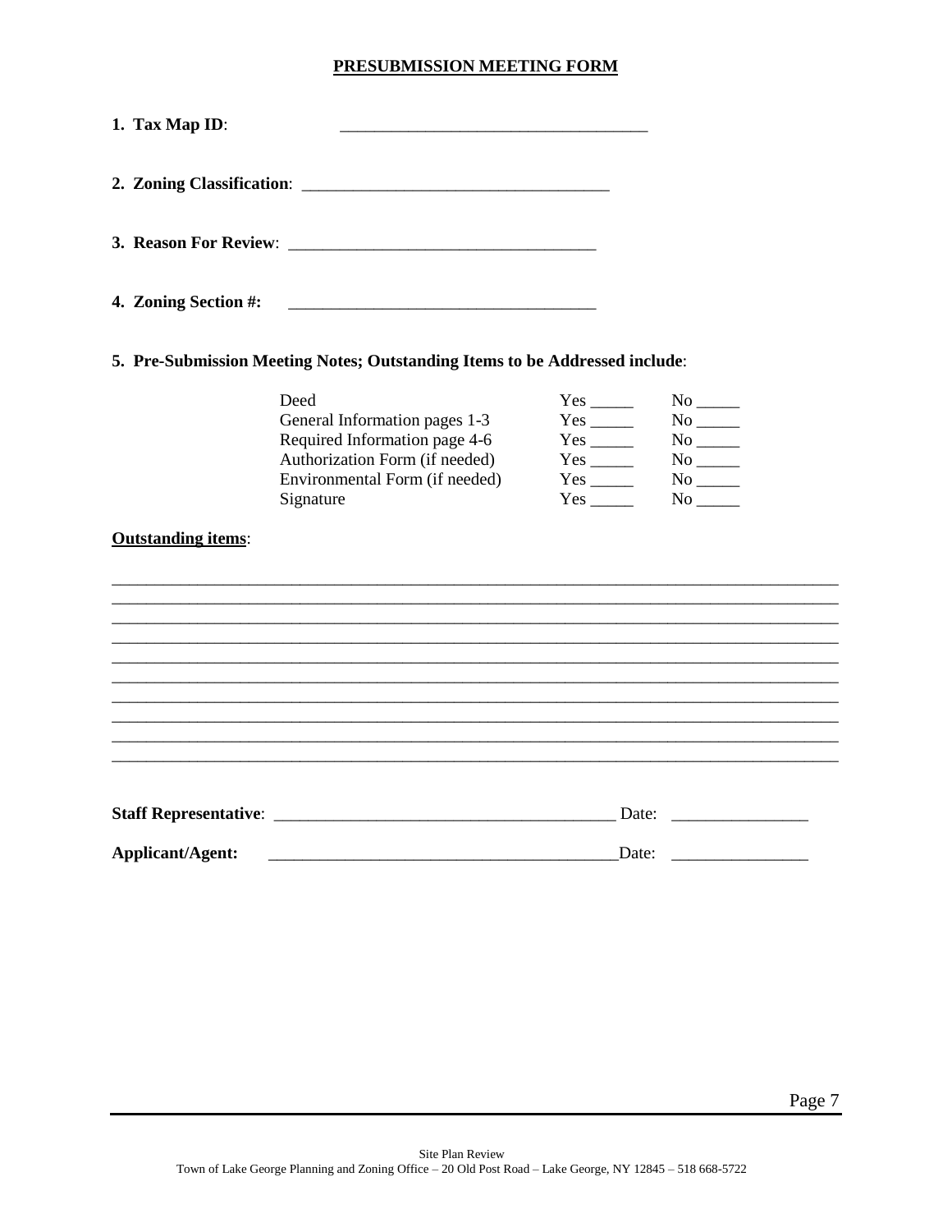**PRESUBMISSION MEETING FORM**

**1. Tax Map ID**: ____________________________________

**2. Zoning Classification**: ____________________________________

**3. Reason For Review**: ____________________________________

**4. Zoning Section #:** ____________________________________

**5. Pre-Submission Meeting Notes; Outstanding Items to be Addressed include**:

| | | |
|---|---|---|
| Deed | Yes _____ | No _____ |
| General Information pages 1-3 | Yes _____ | No _____ |
| Required Information page 4-6 | Yes _____ | No _____ |
| Authorization Form (if needed) | Yes _____ | No _____ |
| Environmental Form (if needed) | Yes _____ | No _____ |
| Signature | Yes _____ | No _____ |

**Outstanding items**:

_____________________________________________________________________________________
_____________________________________________________________________________________
_____________________________________________________________________________________
_____________________________________________________________________________________
_____________________________________________________________________________________
_____________________________________________________________________________________
_____________________________________________________________________________________
_____________________________________________________________________________________
_____________________________________________________________________________________
_____________________________________________________________________________________

**Staff Representative**: ________________________________________ Date: ________________

**Applicant/Agent:** ________________________________________ Date: ________________

Site Plan Review
Town of Lake George Planning and Zoning Office – 20 Old Post Road – Lake George, NY 12845 – 518 668-5722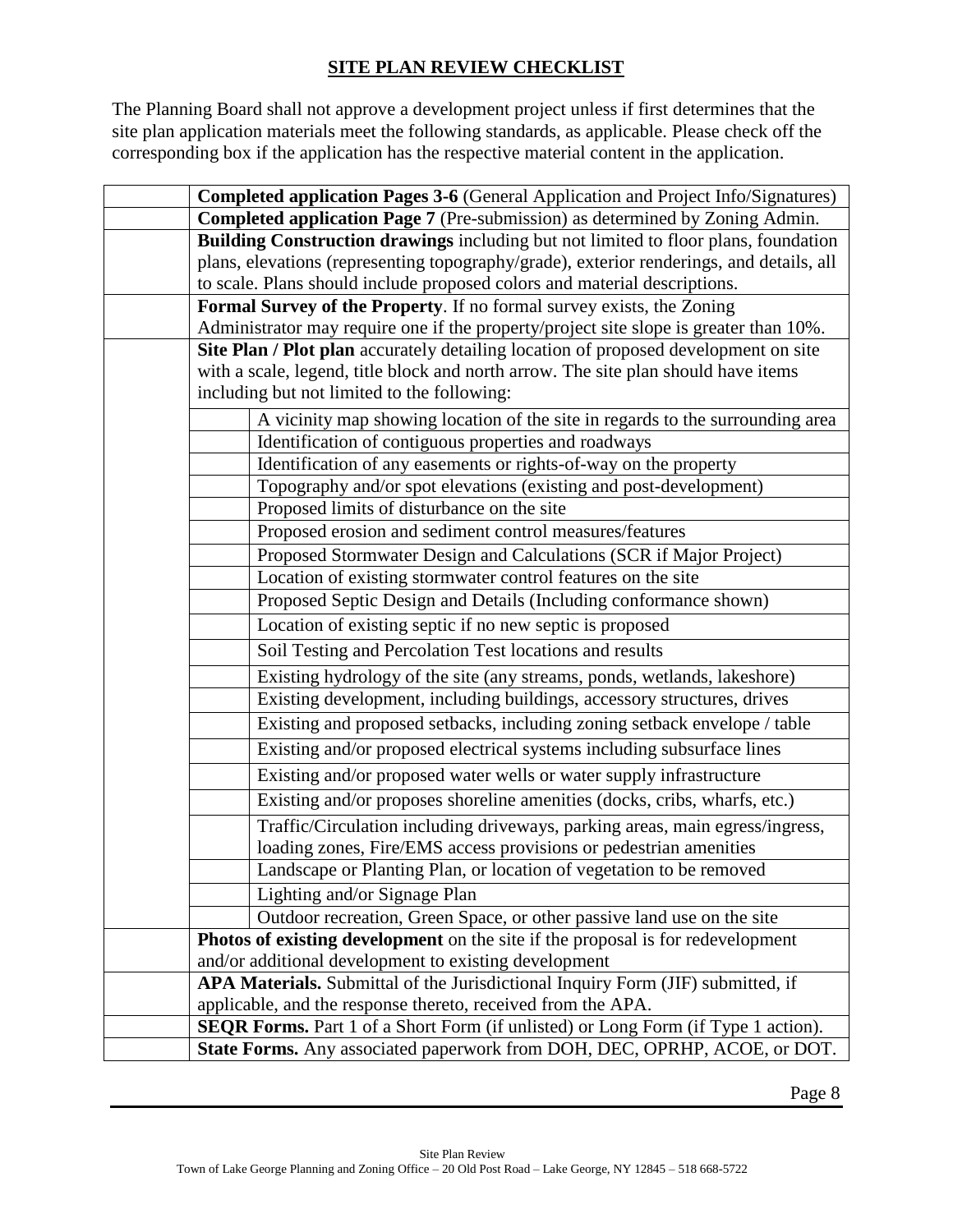## SITE PLAN REVIEW CHECKLIST

The Planning Board shall not approve a development project unless if first determines that the site plan application materials meet the following standards, as applicable. Please check off the corresponding box if the application has the respective material content in the application.

| | | |
|---|---|---|
| | **Completed application Pages 3-6** (General Application and Project Info/Signatures) | |
| | **Completed application Page 7** (Pre-submission) as determined by Zoning Admin. | |
| | **Building Construction drawings** including but not limited to floor plans, foundation plans, elevations (representing topography/grade), exterior renderings, and details, all to scale. Plans should include proposed colors and material descriptions. | |
| | **Formal Survey of the Property**. If no formal survey exists, the Zoning Administrator may require one if the property/project site slope is greater than 10%. | |
| | **Site Plan / Plot plan** accurately detailing location of proposed development on site with a scale, legend, title block and north arrow. The site plan should have items including but not limited to the following: | |
| | | A vicinity map showing location of the site in regards to the surrounding area |
| | | Identification of contiguous properties and roadways |
| | | Identification of any easements or rights-of-way on the property |
| | | Topography and/or spot elevations (existing and post-development) |
| | | Proposed limits of disturbance on the site |
| | | Proposed erosion and sediment control measures/features |
| | | Proposed Stormwater Design and Calculations (SCR if Major Project) |
| | | Location of existing stormwater control features on the site |
| | | Proposed Septic Design and Details (Including conformance shown) |
| | | Location of existing septic if no new septic is proposed |
| | | Soil Testing and Percolation Test locations and results |
| | | Existing hydrology of the site (any streams, ponds, wetlands, lakeshore) |
| | | Existing development, including buildings, accessory structures, drives |
| | | Existing and proposed setbacks, including zoning setback envelope / table |
| | | Existing and/or proposed electrical systems including subsurface lines |
| | | Existing and/or proposed water wells or water supply infrastructure |
| | | Existing and/or proposes shoreline amenities (docks, cribs, wharfs, etc.) |
| | | Traffic/Circulation including driveways, parking areas, main egress/ingress, loading zones, Fire/EMS access provisions or pedestrian amenities |
| | | Landscape or Planting Plan, or location of vegetation to be removed |
| | | Lighting and/or Signage Plan |
| | | Outdoor recreation, Green Space, or other passive land use on the site |
| | **Photos of existing development** on the site if the proposal is for redevelopment and/or additional development to existing development | |
| | **APA Materials.** Submittal of the Jurisdictional Inquiry Form (JIF) submitted, if applicable, and the response thereto, received from the APA. | |
| | **SEQR Forms.** Part 1 of a Short Form (if unlisted) or Long Form (if Type 1 action). | |
| | **State Forms.** Any associated paperwork from DOH, DEC, OPRHP, ACOE, or DOT. | |

Site Plan Review
Town of Lake George Planning and Zoning Office – 20 Old Post Road – Lake George, NY 12845 – 518 668-5722